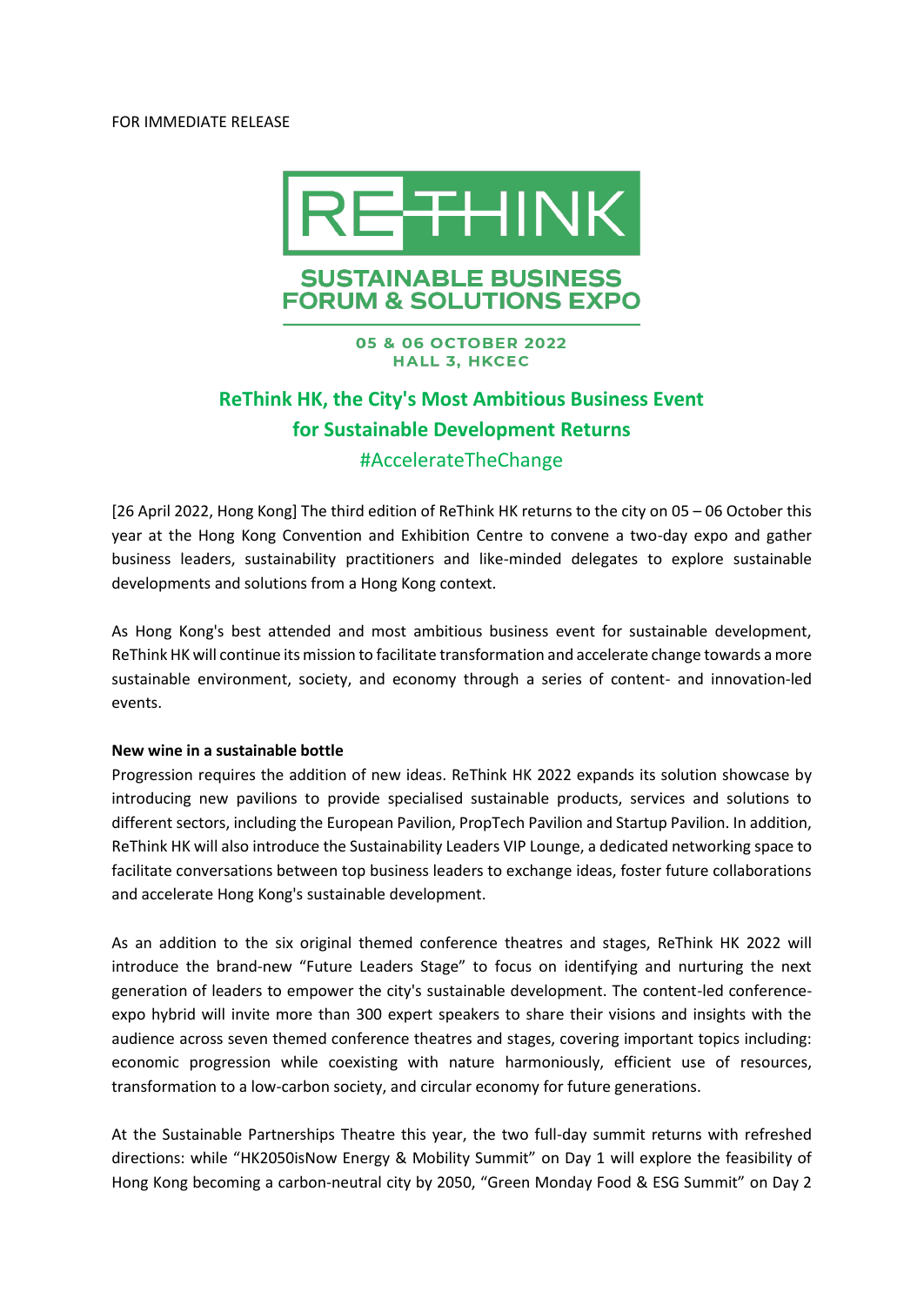FOR IMMEDIATE RELEASE

RETHINK

SUSTAINABLE BUSINESS FORUM & SOLUTIONS EXPO

05 & 06 OCTOBER 2022
HALL 3, HKCEC

## ReThink HK, the City's Most Ambitious Business Event for Sustainable Development Returns

#AccelerateTheChange

[26 April 2022, Hong Kong] The third edition of ReThink HK returns to the city on 05 – 06 October this year at the Hong Kong Convention and Exhibition Centre to convene a two-day expo and gather business leaders, sustainability practitioners and like-minded delegates to explore sustainable developments and solutions from a Hong Kong context.

As Hong Kong's best attended and most ambitious business event for sustainable development, ReThink HK will continue its mission to facilitate transformation and accelerate change towards a more sustainable environment, society, and economy through a series of content- and innovation-led events.

**New wine in a sustainable bottle**

Progression requires the addition of new ideas. ReThink HK 2022 expands its solution showcase by introducing new pavilions to provide specialised sustainable products, services and solutions to different sectors, including the European Pavilion, PropTech Pavilion and Startup Pavilion. In addition, ReThink HK will also introduce the Sustainability Leaders VIP Lounge, a dedicated networking space to facilitate conversations between top business leaders to exchange ideas, foster future collaborations and accelerate Hong Kong's sustainable development.

As an addition to the six original themed conference theatres and stages, ReThink HK 2022 will introduce the brand-new "Future Leaders Stage" to focus on identifying and nurturing the next generation of leaders to empower the city's sustainable development. The content-led conference-expo hybrid will invite more than 300 expert speakers to share their visions and insights with the audience across seven themed conference theatres and stages, covering important topics including: economic progression while coexisting with nature harmoniously, efficient use of resources, transformation to a low-carbon society, and circular economy for future generations.

At the Sustainable Partnerships Theatre this year, the two full-day summit returns with refreshed directions: while "HK2050isNow Energy & Mobility Summit" on Day 1 will explore the feasibility of Hong Kong becoming a carbon-neutral city by 2050, "Green Monday Food & ESG Summit" on Day 2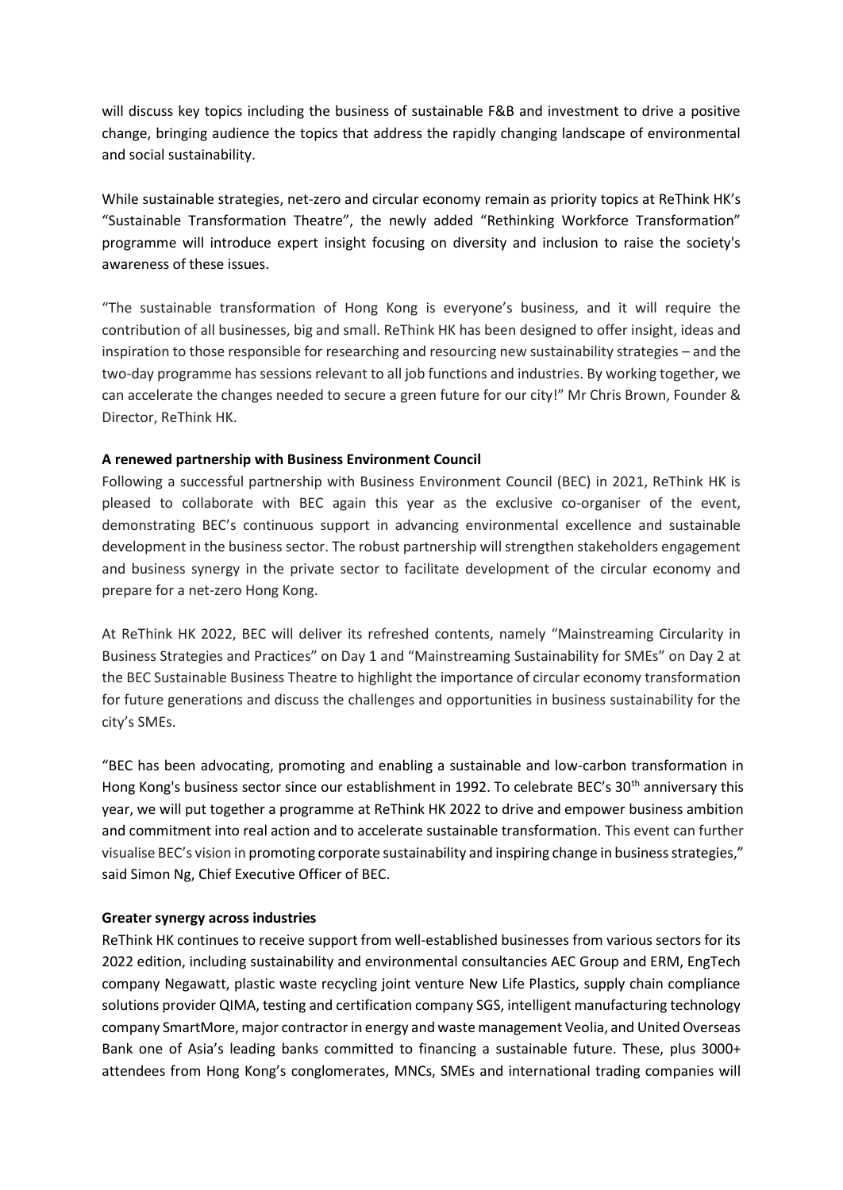will discuss key topics including the business of sustainable F&B and investment to drive a positive change, bringing audience the topics that address the rapidly changing landscape of environmental and social sustainability.

While sustainable strategies, net-zero and circular economy remain as priority topics at ReThink HK's "Sustainable Transformation Theatre", the newly added "Rethinking Workforce Transformation" programme will introduce expert insight focusing on diversity and inclusion to raise the society's awareness of these issues.

"The sustainable transformation of Hong Kong is everyone's business, and it will require the contribution of all businesses, big and small. ReThink HK has been designed to offer insight, ideas and inspiration to those responsible for researching and resourcing new sustainability strategies – and the two-day programme has sessions relevant to all job functions and industries. By working together, we can accelerate the changes needed to secure a green future for our city!" Mr Chris Brown, Founder & Director, ReThink HK.

**A renewed partnership with Business Environment Council**

Following a successful partnership with Business Environment Council (BEC) in 2021, ReThink HK is pleased to collaborate with BEC again this year as the exclusive co-organiser of the event, demonstrating BEC's continuous support in advancing environmental excellence and sustainable development in the business sector. The robust partnership will strengthen stakeholders engagement and business synergy in the private sector to facilitate development of the circular economy and prepare for a net-zero Hong Kong.

At ReThink HK 2022, BEC will deliver its refreshed contents, namely "Mainstreaming Circularity in Business Strategies and Practices" on Day 1 and "Mainstreaming Sustainability for SMEs" on Day 2 at the BEC Sustainable Business Theatre to highlight the importance of circular economy transformation for future generations and discuss the challenges and opportunities in business sustainability for the city's SMEs.

"BEC has been advocating, promoting and enabling a sustainable and low-carbon transformation in Hong Kong's business sector since our establishment in 1992. To celebrate BEC's 30th anniversary this year, we will put together a programme at ReThink HK 2022 to drive and empower business ambition and commitment into real action and to accelerate sustainable transformation. This event can further visualise BEC's vision in promoting corporate sustainability and inspiring change in business strategies," said Simon Ng, Chief Executive Officer of BEC.

**Greater synergy across industries**

ReThink HK continues to receive support from well-established businesses from various sectors for its 2022 edition, including sustainability and environmental consultancies AEC Group and ERM, EngTech company Negawatt, plastic waste recycling joint venture New Life Plastics, supply chain compliance solutions provider QIMA, testing and certification company SGS, intelligent manufacturing technology company SmartMore, major contractor in energy and waste management Veolia, and United Overseas Bank one of Asia's leading banks committed to financing a sustainable future. These, plus 3000+ attendees from Hong Kong's conglomerates, MNCs, SMEs and international trading companies will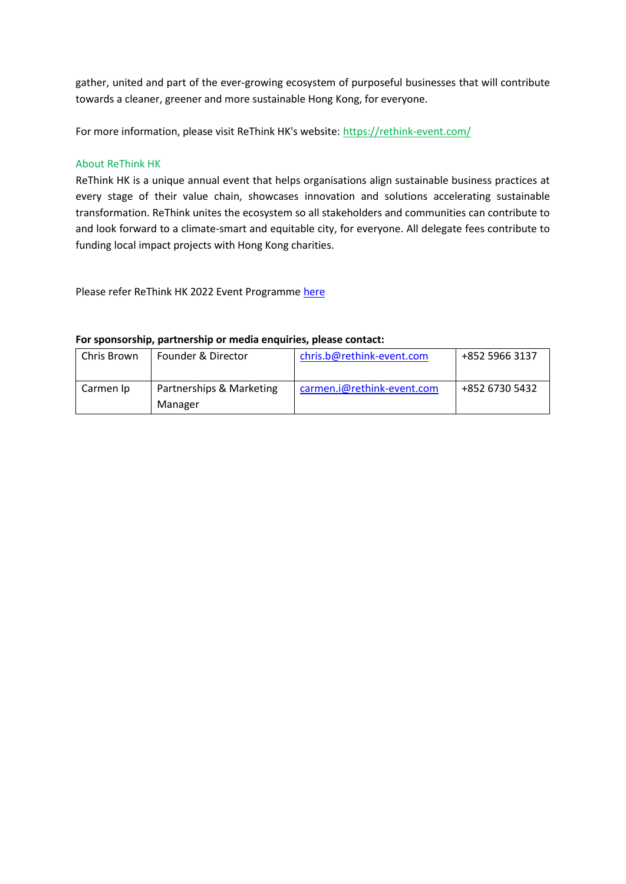gather, united and part of the ever-growing ecosystem of purposeful businesses that will contribute towards a cleaner, greener and more sustainable Hong Kong, for everyone.

For more information, please visit ReThink HK's website: https://rethink-event.com/

## About ReThink HK

ReThink HK is a unique annual event that helps organisations align sustainable business practices at every stage of their value chain, showcases innovation and solutions accelerating sustainable transformation. ReThink unites the ecosystem so all stakeholders and communities can contribute to and look forward to a climate-smart and equitable city, for everyone. All delegate fees contribute to funding local impact projects with Hong Kong charities.

Please refer ReThink HK 2022 Event Programme here

**For sponsorship, partnership or media enquiries, please contact:**

| | | | |
|---|---|---|---|
| Chris Brown | Founder & Director | chris.b@rethink-event.com | +852 5966 3137 |
| Carmen Ip | Partnerships & Marketing Manager | carmen.i@rethink-event.com | +852 6730 5432 |